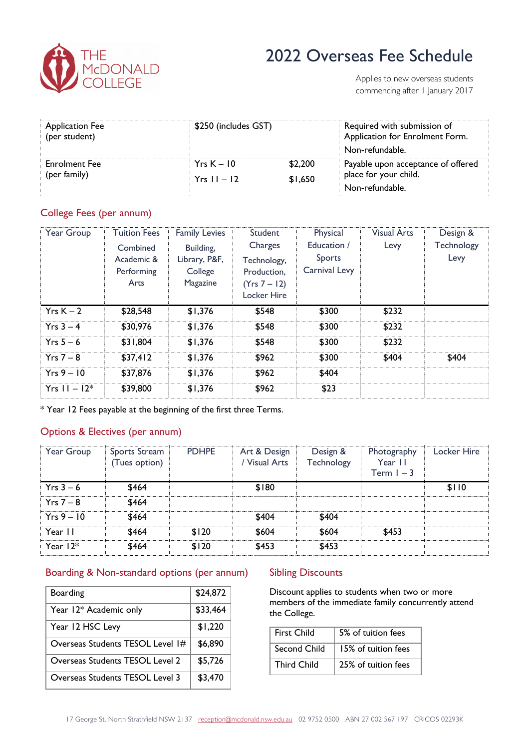THE McDONALD COLLEGE

# 2022 Overseas Fee Schedule

Applies to new overseas students commencing after 1 January 2017

| | | | |
|---|---|---|---|
| Application Fee (per student) | $250 (includes GST) | | Required with submission of Application for Enrolment Form. Non-refundable. |
| Enrolment Fee (per family) | Yrs K – 10 | $2,200 | Payable upon acceptance of offered place for your child. Non-refundable. |
| | Yrs 11 – 12 | $1,650 | |

## College Fees (per annum)

| Year Group | Tuition Fees Combined Academic & Performing Arts | Family Levies Building, Library, P&F, College Magazine | Student Charges Technology, Production, (Yrs 7 – 12) Locker Hire | Physical Education / Sports Carnival Levy | Visual Arts Levy | Design & Technology Levy |
|---|---|---|---|---|---|---|
| Yrs K – 2 | $28,548 | $1,376 | $548 | $300 | $232 | |
| Yrs 3 – 4 | $30,976 | $1,376 | $548 | $300 | $232 | |
| Yrs 5 – 6 | $31,804 | $1,376 | $548 | $300 | $232 | |
| Yrs 7 – 8 | $37,412 | $1,376 | $962 | $300 | $404 | $404 |
| Yrs 9 – 10 | $37,876 | $1,376 | $962 | $404 | | |
| Yrs 11 – 12* | $39,800 | $1,376 | $962 | $23 | | |

* Year 12 Fees payable at the beginning of the first three Terms.

## Options & Electives (per annum)

| Year Group | Sports Stream (Tues option) | PDHPE | Art & Design / Visual Arts | Design & Technology | Photography Year 11 Term 1 – 3 | Locker Hire |
|---|---|---|---|---|---|---|
| Yrs 3 – 6 | $464 | | $180 | | | $110 |
| Yrs 7 – 8 | $464 | | | | | |
| Yrs 9 – 10 | $464 | | $404 | $404 | | |
| Year 11 | $464 | $120 | $604 | $604 | $453 | |
| Year 12* | $464 | $120 | $453 | $453 | | |

## Boarding & Non-standard options (per annum)

| | |
|---|---|
| Boarding | $24,872 |
| Year 12* Academic only | $33,464 |
| Year 12 HSC Levy | $1,220 |
| Overseas Students TESOL Level 1# | $6,890 |
| Overseas Students TESOL Level 2 | $5,726 |
| Overseas Students TESOL Level 3 | $3,470 |

## Sibling Discounts

Discount applies to students when two or more members of the immediate family concurrently attend the College.

| | |
|---|---|
| First Child | 5% of tuition fees |
| Second Child | 15% of tuition fees |
| Third Child | 25% of tuition fees |

17 George St, North Strathfield NSW 2137 reception@mcdonald.nsw.edu.au 02 9752 0500 ABN 27 002 567 197 CRICOS 02293K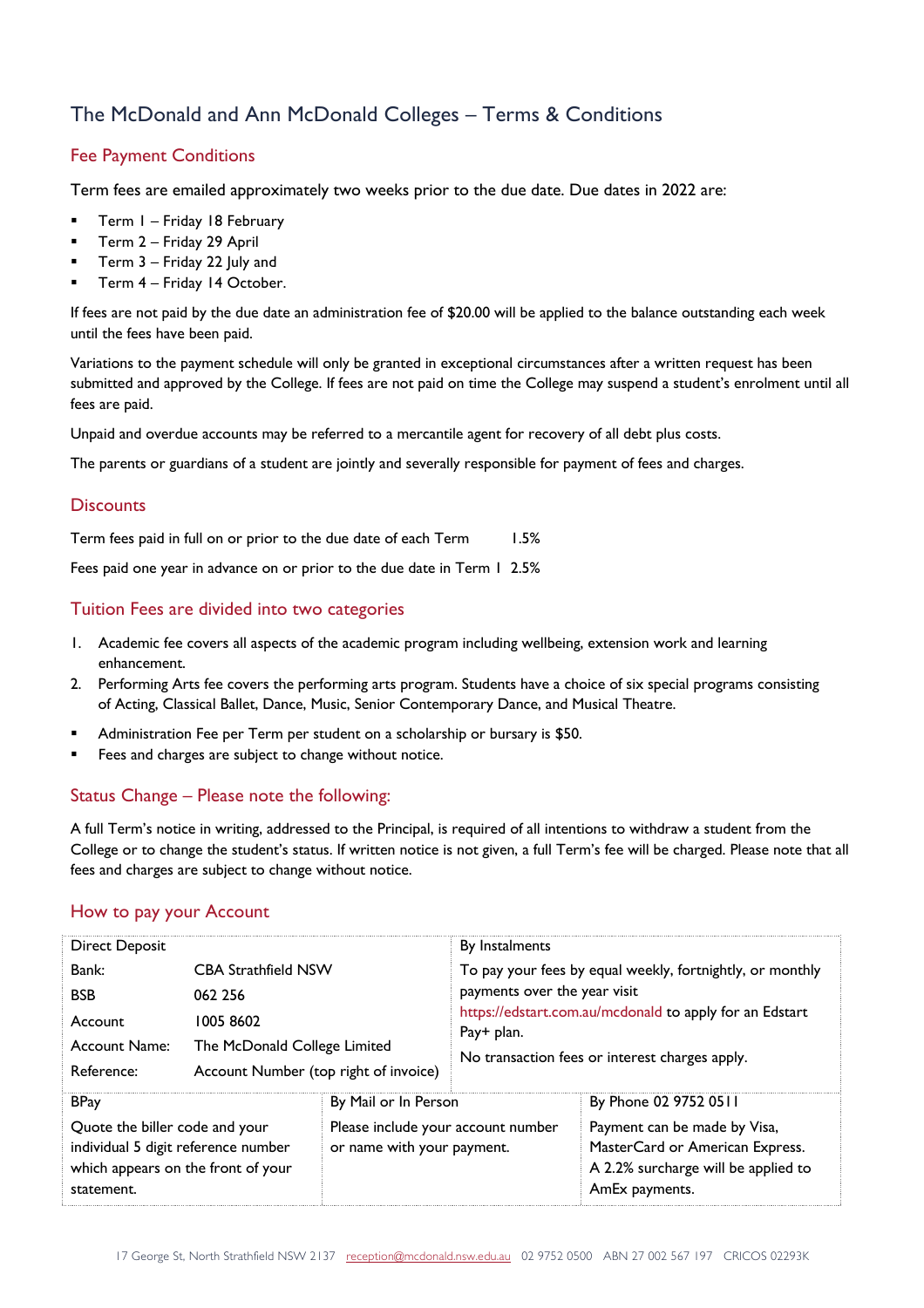# The McDonald and Ann McDonald Colleges – Terms & Conditions

## Fee Payment Conditions

Term fees are emailed approximately two weeks prior to the due date. Due dates in 2022 are:

- Term 1 – Friday 18 February
- Term 2 – Friday 29 April
- Term 3 – Friday 22 July and
- Term 4 – Friday 14 October.

If fees are not paid by the due date an administration fee of $20.00 will be applied to the balance outstanding each week until the fees have been paid.

Variations to the payment schedule will only be granted in exceptional circumstances after a written request has been submitted and approved by the College. If fees are not paid on time the College may suspend a student's enrolment until all fees are paid.

Unpaid and overdue accounts may be referred to a mercantile agent for recovery of all debt plus costs.

The parents or guardians of a student are jointly and severally responsible for payment of fees and charges.

## Discounts

| | |
|---|---|
| Term fees paid in full on or prior to the due date of each Term | 1.5% |
| Fees paid one year in advance on or prior to the due date in Term 1 | 2.5% |

## Tuition Fees are divided into two categories

1. Academic fee covers all aspects of the academic program including wellbeing, extension work and learning enhancement.
2. Performing Arts fee covers the performing arts program. Students have a choice of six special programs consisting of Acting, Classical Ballet, Dance, Music, Senior Contemporary Dance, and Musical Theatre.

- Administration Fee per Term per student on a scholarship or bursary is $50.
- Fees and charges are subject to change without notice.

## Status Change – Please note the following:

A full Term's notice in writing, addressed to the Principal, is required of all intentions to withdraw a student from the College or to change the student's status. If written notice is not given, a full Term's fee will be charged. Please note that all fees and charges are subject to change without notice.

## How to pay your Account

**Direct Deposit**

| | |
|---|---|
| Bank: | CBA Strathfield NSW |
| BSB | 062 256 |
| Account | 1005 8602 |
| Account Name: | The McDonald College Limited |
| Reference: | Account Number (top right of invoice) |

**By Instalments**

To pay your fees by equal weekly, fortnightly, or monthly payments over the year visit https://edstart.com.au/mcdonald to apply for an Edstart Pay+ plan.

No transaction fees or interest charges apply.

**BPay**

Quote the biller code and your individual 5 digit reference number which appears on the front of your statement.

**By Mail or In Person**

Please include your account number or name with your payment.

**By Phone 02 9752 0511**

Payment can be made by Visa, MasterCard or American Express. A 2.2% surcharge will be applied to AmEx payments.

17 George St, North Strathfield NSW 2137 reception@mcdonald.nsw.edu.au 02 9752 0500 ABN 27 002 567 197 CRICOS 02293K